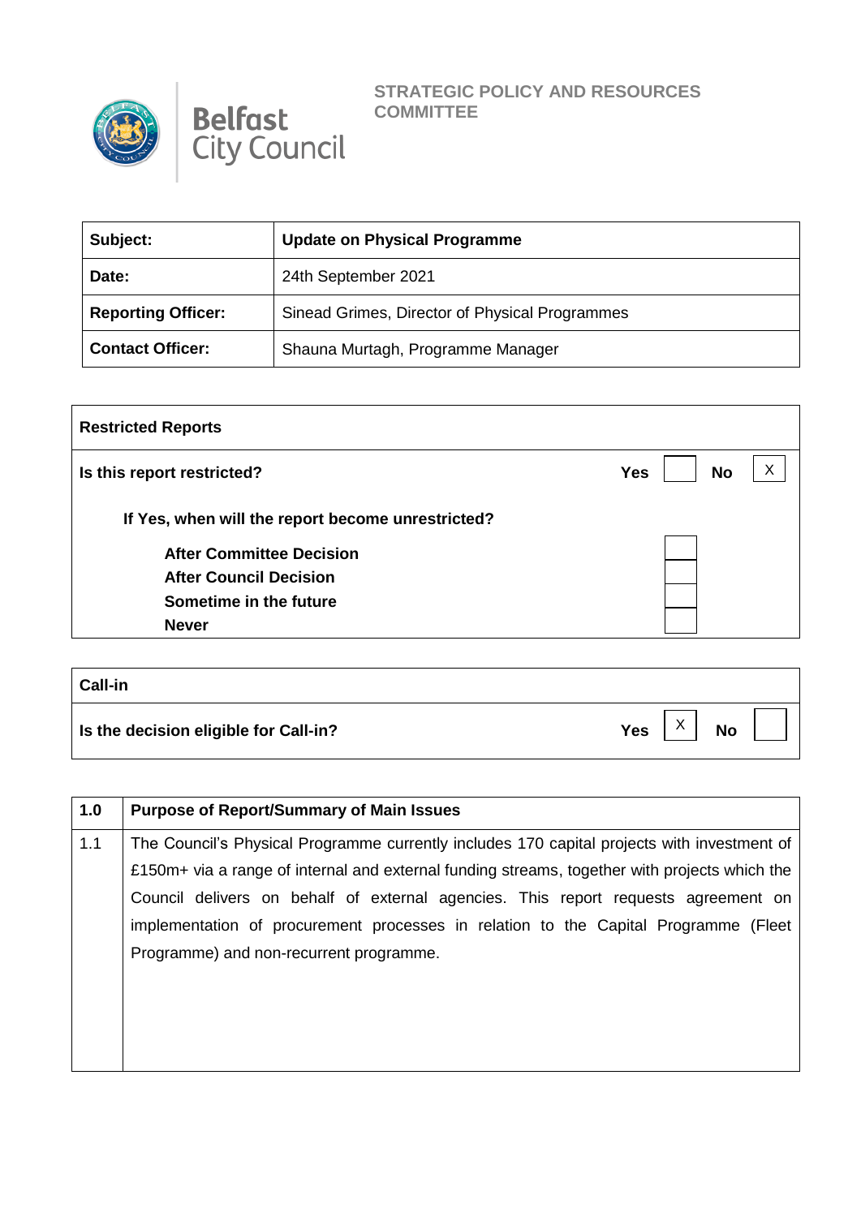Belfast City Council

**STRATEGIC POLICY AND RESOURCES COMMITTEE**

| **Subject:** | **Update on Physical Programme** |
|---|---|
| **Date:** | 24th September 2021 |
| **Reporting Officer:** | Sinead Grimes, Director of Physical Programmes |
| **Contact Officer:** | Shauna Murtagh, Programme Manager |

| **Restricted Reports** | | | | |
|---|---|---|---|---|
| **Is this report restricted?** | **Yes** | | **No** | X |
| **If Yes, when will the report become unrestricted?** | | | | |
| **After Committee Decision** | | | | |
| **After Council Decision** | | | | |
| **Sometime in the future** | | | | |
| **Never** | | | | |

| **Call-in** | | | | |
|---|---|---|---|---|
| **Is the decision eligible for Call-in?** | **Yes** | X | **No** | |

| **1.0** | **Purpose of Report/Summary of Main Issues** |
|---|---|
| 1.1 | The Council's Physical Programme currently includes 170 capital projects with investment of £150m+ via a range of internal and external funding streams, together with projects which the Council delivers on behalf of external agencies. This report requests agreement on implementation of procurement processes in relation to the Capital Programme (Fleet Programme) and non-recurrent programme. |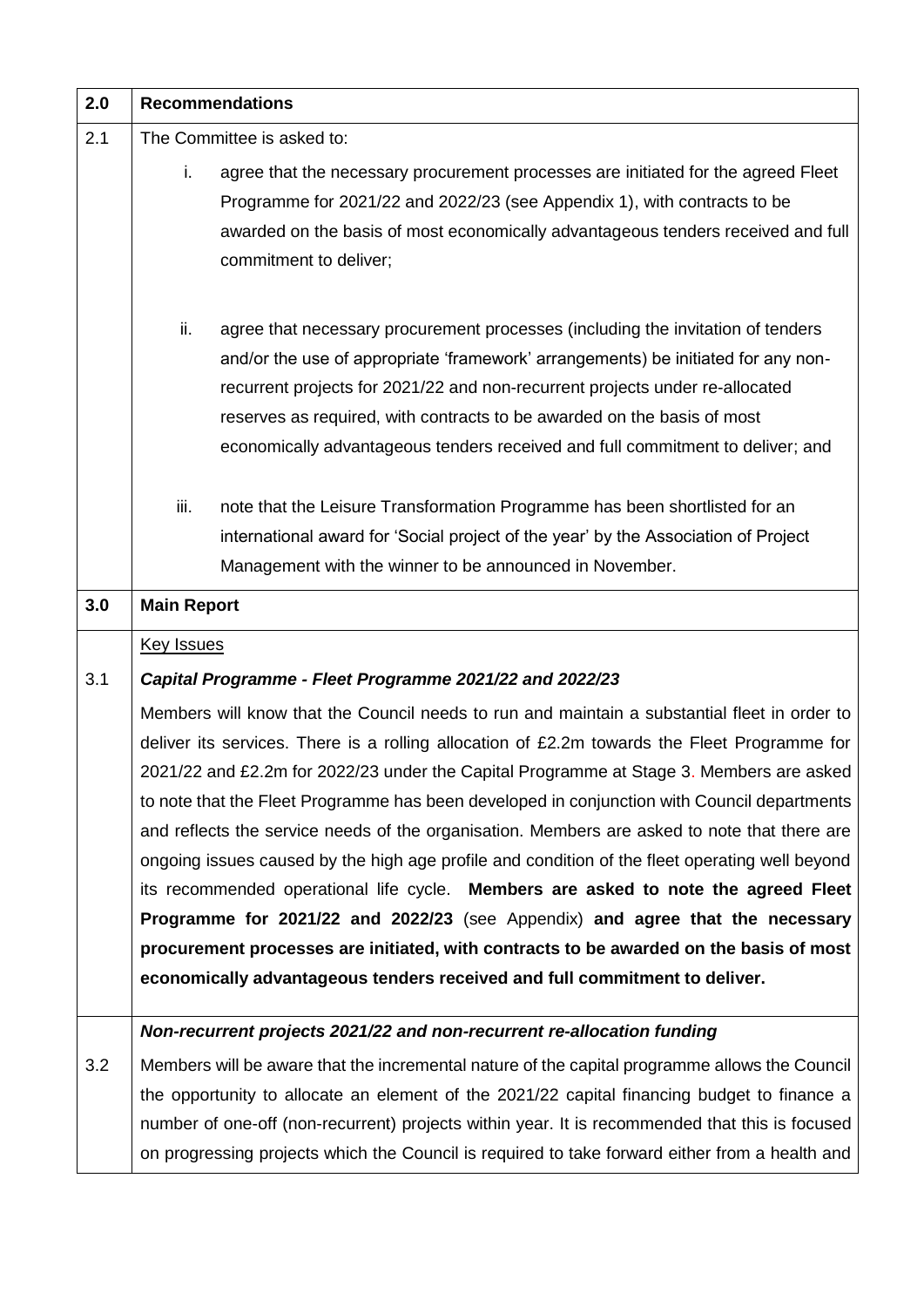| | |
|---|---|
| **2.0** | **Recommendations** |
| 2.1 | The Committee is asked to:<br><br>i. agree that the necessary procurement processes are initiated for the agreed Fleet Programme for 2021/22 and 2022/23 (see Appendix 1), with contracts to be awarded on the basis of most economically advantageous tenders received and full commitment to deliver;<br><br>ii. agree that necessary procurement processes (including the invitation of tenders and/or the use of appropriate 'framework' arrangements) be initiated for any non-recurrent projects for 2021/22 and non-recurrent projects under re-allocated reserves as required, with contracts to be awarded on the basis of most economically advantageous tenders received and full commitment to deliver; and<br><br>iii. note that the Leisure Transformation Programme has been shortlisted for an international award for 'Social project of the year' by the Association of Project Management with the winner to be announced in November. |
| **3.0** | **Main Report** |
| | <u>Key Issues</u> |
| 3.1 | ***Capital Programme - Fleet Programme 2021/22 and 2022/23***<br><br>Members will know that the Council needs to run and maintain a substantial fleet in order to deliver its services. There is a rolling allocation of £2.2m towards the Fleet Programme for 2021/22 and £2.2m for 2022/23 under the Capital Programme at Stage 3. Members are asked to note that the Fleet Programme has been developed in conjunction with Council departments and reflects the service needs of the organisation. Members are asked to note that there are ongoing issues caused by the high age profile and condition of the fleet operating well beyond its recommended operational life cycle. **Members are asked to note the agreed Fleet Programme for 2021/22 and 2022/23** (see Appendix) **and agree that the necessary procurement processes are initiated, with contracts to be awarded on the basis of most economically advantageous tenders received and full commitment to deliver.** |
| | ***Non-recurrent projects 2021/22 and non-recurrent re-allocation funding*** |
| 3.2 | Members will be aware that the incremental nature of the capital programme allows the Council the opportunity to allocate an element of the 2021/22 capital financing budget to finance a number of one-off (non-recurrent) projects within year. It is recommended that this is focused on progressing projects which the Council is required to take forward either from a health and |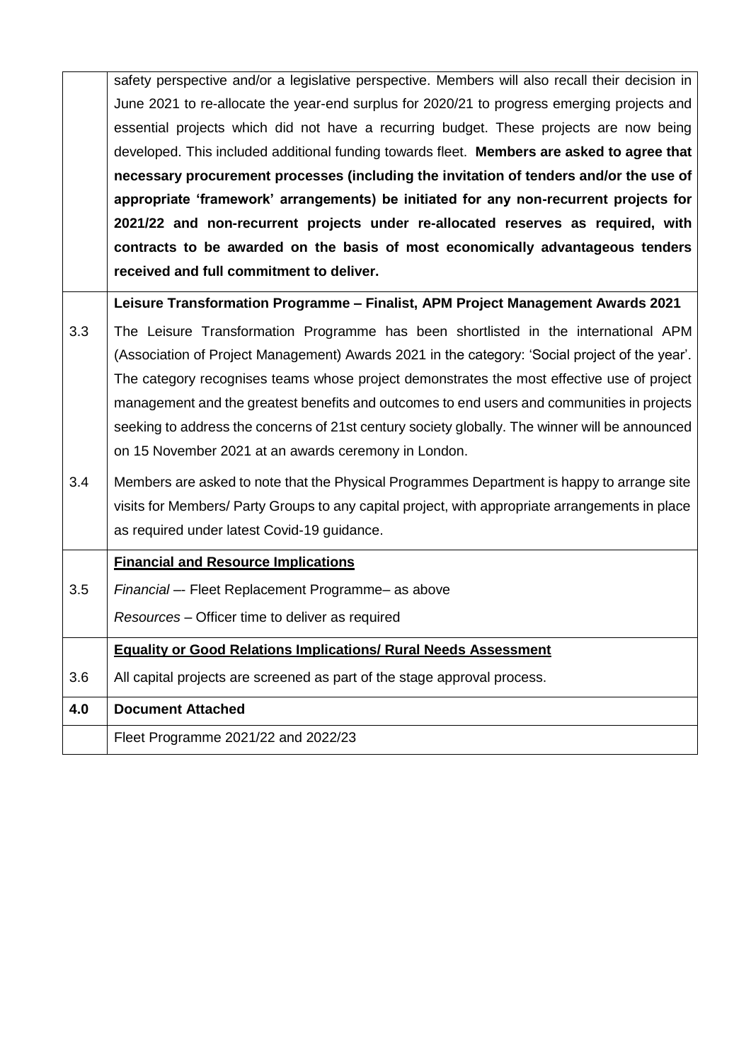| | |
|---|---|
| | safety perspective and/or a legislative perspective. Members will also recall their decision in June 2021 to re-allocate the year-end surplus for 2020/21 to progress emerging projects and essential projects which did not have a recurring budget. These projects are now being developed. This included additional funding towards fleet. **Members are asked to agree that necessary procurement processes (including the invitation of tenders and/or the use of appropriate 'framework' arrangements) be initiated for any non-recurrent projects for 2021/22 and non-recurrent projects under re-allocated reserves as required, with contracts to be awarded on the basis of most economically advantageous tenders received and full commitment to deliver.** |
| | **Leisure Transformation Programme – Finalist, APM Project Management Awards 2021** |
| 3.3 | The Leisure Transformation Programme has been shortlisted in the international APM (Association of Project Management) Awards 2021 in the category: 'Social project of the year'. The category recognises teams whose project demonstrates the most effective use of project management and the greatest benefits and outcomes to end users and communities in projects seeking to address the concerns of 21st century society globally. The winner will be announced on 15 November 2021 at an awards ceremony in London. |
| 3.4 | Members are asked to note that the Physical Programmes Department is happy to arrange site visits for Members/ Party Groups to any capital project, with appropriate arrangements in place as required under latest Covid-19 guidance. |
| | **<u>Financial and Resource Implications</u>** |
| 3.5 | *Financial* –- Fleet Replacement Programme– as above<br>*Resources* – Officer time to deliver as required |
| | **<u>Equality or Good Relations Implications/ Rural Needs Assessment</u>** |
| 3.6 | All capital projects are screened as part of the stage approval process. |
| **4.0** | **Document Attached** |
| | Fleet Programme 2021/22 and 2022/23 |